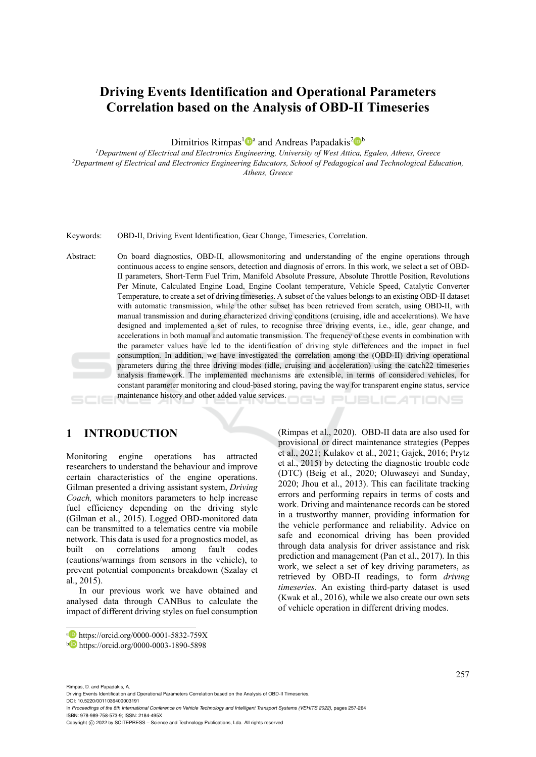# Driving Events Identification and Operational Parameters Correlation based on the Analysis of OBD-II Timeseries

Dimitrios Rimpas[1][a] and Andreas Papadakis[2][b]

[1]*Department of Electrical and Electronics Engineering, University of West Attica, Egaleo, Athens, Greece*
[2]*Department of Electrical and Electronics Engineering Educators, School of Pedagogical and Technological Education, Athens, Greece*

Keywords: OBD-II, Driving Event Identification, Gear Change, Timeseries, Correlation.

Abstract: On board diagnostics, OBD-II, allowsmonitoring and understanding of the engine operations through continuous access to engine sensors, detection and diagnosis of errors. In this work, we select a set of OBD-II parameters, Short-Term Fuel Trim, Manifold Absolute Pressure, Absolute Throttle Position, Revolutions Per Minute, Calculated Engine Load, Engine Coolant temperature, Vehicle Speed, Catalytic Converter Temperature, to create a set of driving timeseries. A subset of the values belongs to an existing OBD-II dataset with automatic transmission, while the other subset has been retrieved from scratch, using OBD-II, with manual transmission and during characterized driving conditions (cruising, idle and accelerations). We have designed and implemented a set of rules, to recognise three driving events, i.e., idle, gear change, and accelerations in both manual and automatic transmission. The frequency of these events in combination with the parameter values have led to the identification of driving style differences and the impact in fuel consumption. In addition, we have investigated the correlation among the (OBD-II) driving operational parameters during the three driving modes (idle, cruising and acceleration) using the catch22 timeseries analysis framework. The implemented mechanisms are extensible, in terms of considered vehicles, for constant parameter monitoring and cloud-based storing, paving the way for transparent engine status, service maintenance history and other added value services.

## 1 INTRODUCTION

Monitoring engine operations has attracted researchers to understand the behaviour and improve certain characteristics of the engine operations. Gilman presented a driving assistant system, *Driving Coach,* which monitors parameters to help increase fuel efficiency depending on the driving style (Gilman et al., 2015). Logged OBD-monitored data can be transmitted to a telematics centre via mobile network. This data is used for a prognostics model, as built on correlations among fault codes (cautions/warnings from sensors in the vehicle), to prevent potential components breakdown (Szalay et al., 2015).

In our previous work we have obtained and analysed data through CANBus to calculate the impact of different driving styles on fuel consumption (Rimpas et al., 2020). OBD-II data are also used for provisional or direct maintenance strategies (Peppes et al., 2021; Kulakov et al., 2021; Gajek, 2016; Prytz et al., 2015) by detecting the diagnostic trouble code (DTC) (Beig et al., 2020; Oluwaseyi and Sunday, 2020; Jhou et al., 2013). This can facilitate tracking errors and performing repairs in terms of costs and work. Driving and maintenance records can be stored in a trustworthy manner, providing information for the vehicle performance and reliability. Advice on safe and economical driving has been provided through data analysis for driver assistance and risk prediction and management (Pan et al., 2017). In this work, we select a set of key driving parameters, as retrieved by OBD-II readings, to form *driving timeseries*. An existing third-party dataset is used (Kwak et al., 2016), while we also create our own sets of vehicle operation in different driving modes.

[a] https://orcid.org/0000-0001-5832-759X
[b] https://orcid.org/0000-0003-1890-5898

Rimpas, D. and Papadakis, A.
Driving Events Identification and Operational Parameters Correlation based on the Analysis of OBD-II Timeseries.
DOI: 10.5220/0011036400003191
In *Proceedings of the 8th International Conference on Vehicle Technology and Intelligent Transport Systems (VEHITS 2022)*, pages 257-264
ISBN: 978-989-758-573-9; ISSN: 2184-495X
Copyright © 2022 by SCITEPRESS – Science and Technology Publications, Lda. All rights reserved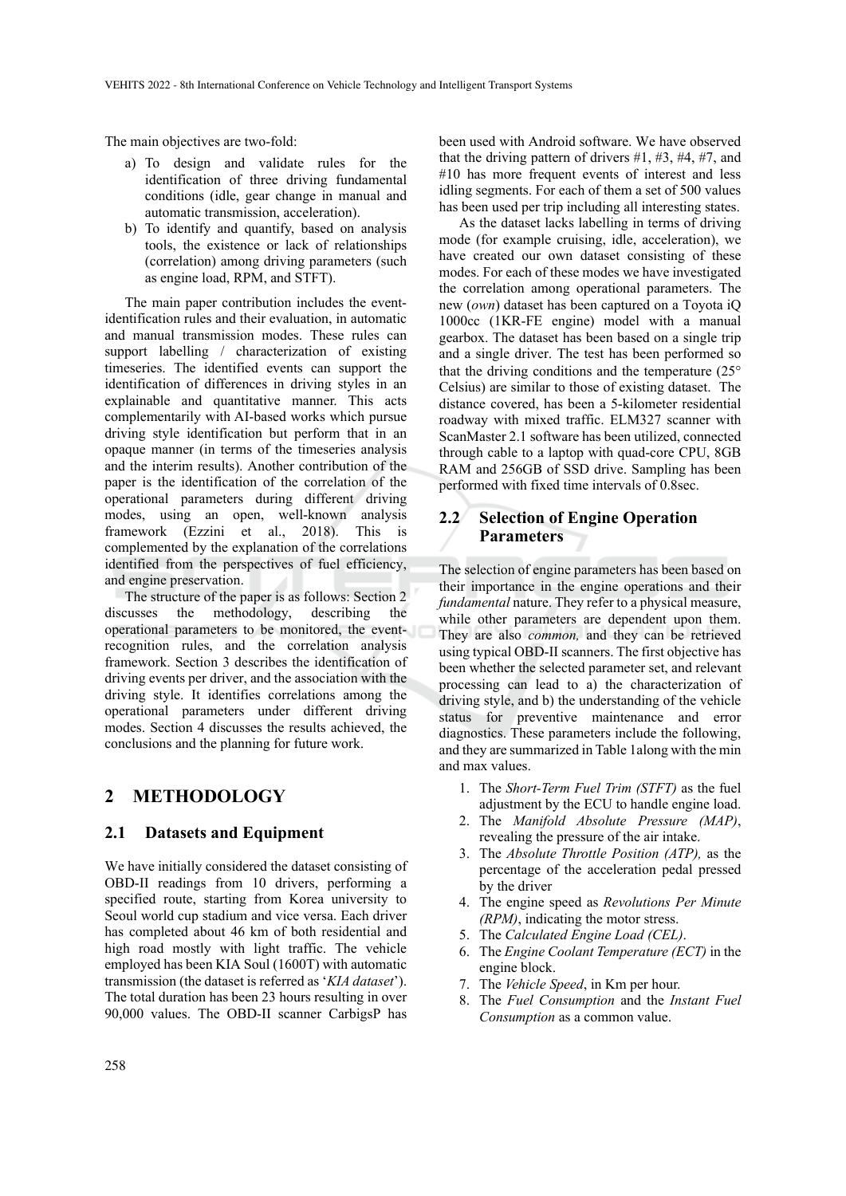The main objectives are two-fold:

a) To design and validate rules for the identification of three driving fundamental conditions (idle, gear change in manual and automatic transmission, acceleration).
b) To identify and quantify, based on analysis tools, the existence or lack of relationships (correlation) among driving parameters (such as engine load, RPM, and STFT).

The main paper contribution includes the event-identification rules and their evaluation, in automatic and manual transmission modes. These rules can support labelling / characterization of existing timeseries. The identified events can support the identification of differences in driving styles in an explainable and quantitative manner. This acts complementarily with AI-based works which pursue driving style identification but perform that in an opaque manner (in terms of the timeseries analysis and the interim results). Another contribution of the paper is the identification of the correlation of the operational parameters during different driving modes, using an open, well-known analysis framework (Ezzini et al., 2018). This is complemented by the explanation of the correlations identified from the perspectives of fuel efficiency, and engine preservation.

The structure of the paper is as follows: Section 2 discusses the methodology, describing the operational parameters to be monitored, the event-recognition rules, and the correlation analysis framework. Section 3 describes the identification of driving events per driver, and the association with the driving style. It identifies correlations among the operational parameters under different driving modes. Section 4 discusses the results achieved, the conclusions and the planning for future work.

## 2 METHODOLOGY

### 2.1 Datasets and Equipment

We have initially considered the dataset consisting of OBD-II readings from 10 drivers, performing a specified route, starting from Korea university to Seoul world cup stadium and vice versa. Each driver has completed about 46 km of both residential and high road mostly with light traffic. The vehicle employed has been KIA Soul (1600T) with automatic transmission (the dataset is referred as '*KIA dataset*'). The total duration has been 23 hours resulting in over 90,000 values. The OBD-II scanner CarbigsP has been used with Android software. We have observed that the driving pattern of drivers #1, #3, #4, #7, and #10 has more frequent events of interest and less idling segments. For each of them a set of 500 values has been used per trip including all interesting states.

As the dataset lacks labelling in terms of driving mode (for example cruising, idle, acceleration), we have created our own dataset consisting of these modes. For each of these modes we have investigated the correlation among operational parameters. The new (*own*) dataset has been captured on a Toyota iQ 1000cc (1KR-FE engine) model with a manual gearbox. The dataset has been based on a single trip and a single driver. The test has been performed so that the driving conditions and the temperature (25° Celsius) are similar to those of existing dataset. The distance covered, has been a 5-kilometer residential roadway with mixed traffic. ELM327 scanner with ScanMaster 2.1 software has been utilized, connected through cable to a laptop with quad-core CPU, 8GB RAM and 256GB of SSD drive. Sampling has been performed with fixed time intervals of 0.8sec.

### 2.2 Selection of Engine Operation Parameters

The selection of engine parameters has been based on their importance in the engine operations and their *fundamental* nature. They refer to a physical measure, while other parameters are dependent upon them. They are also *common,* and they can be retrieved using typical OBD-II scanners. The first objective has been whether the selected parameter set, and relevant processing can lead to a) the characterization of driving style, and b) the understanding of the vehicle status for preventive maintenance and error diagnostics. These parameters include the following, and they are summarized in Table 1along with the min and max values.

1. The *Short-Term Fuel Trim (STFT)* as the fuel adjustment by the ECU to handle engine load.
2. The *Manifold Absolute Pressure (MAP)*, revealing the pressure of the air intake.
3. The *Absolute Throttle Position (ATP),* as the percentage of the acceleration pedal pressed by the driver
4. The engine speed as *Revolutions Per Minute (RPM)*, indicating the motor stress.
5. The *Calculated Engine Load (CEL)*.
6. The *Engine Coolant Temperature (ECT)* in the engine block.
7. The *Vehicle Speed*, in Km per hour.
8. The *Fuel Consumption* and the *Instant Fuel Consumption* as a common value.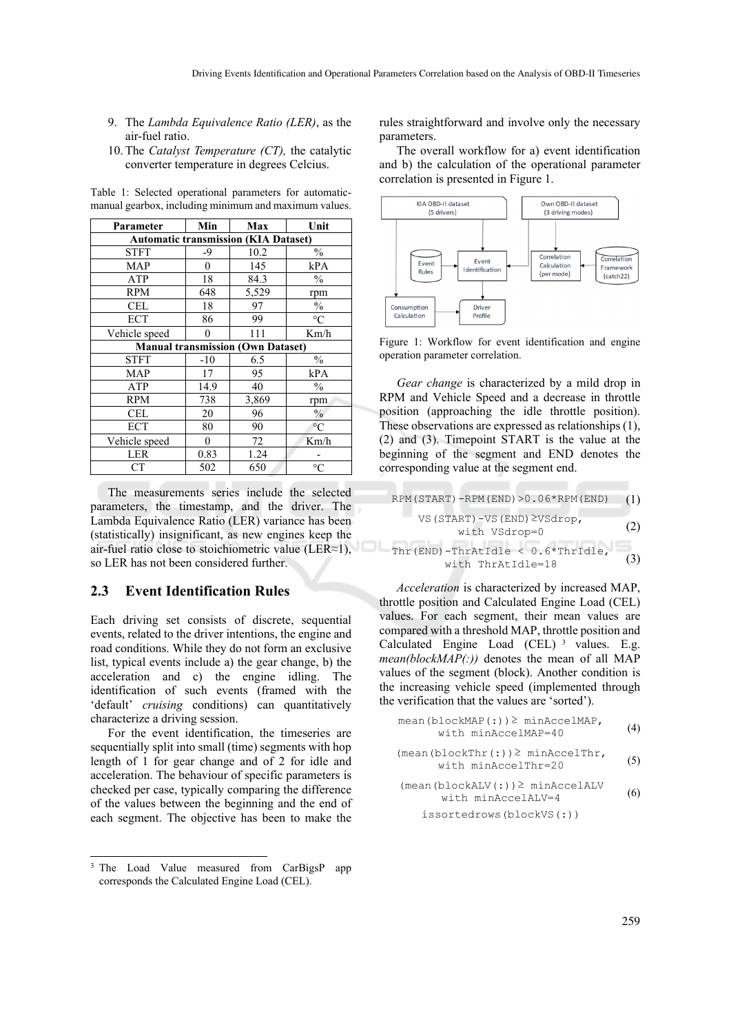9. The *Lambda Equivalence Ratio (LER)*, as the air-fuel ratio.
10. The *Catalyst Temperature (CT),* the catalytic converter temperature in degrees Celcius.

Table 1: Selected operational parameters for automatic-manual gearbox, including minimum and maximum values.

| Parameter | Min | Max | Unit |
|---|---|---|---|
| **Automatic transmission (KIA Dataset)** | | | |
| STFT | -9 | 10.2 | % |
| MAP | 0 | 145 | kPA |
| ATP | 18 | 84.3 | % |
| RPM | 648 | 5,529 | rpm |
| CEL | 18 | 97 | % |
| ECT | 86 | 99 | °C |
| Vehicle speed | 0 | 111 | Km/h |
| **Manual transmission (Own Dataset)** | | | |
| STFT | -10 | 6.5 | % |
| MAP | 17 | 95 | kPA |
| ATP | 14.9 | 40 | % |
| RPM | 738 | 3,869 | rpm |
| CEL | 20 | 96 | % |
| ECT | 80 | 90 | °C |
| Vehicle speed | 0 | 72 | Km/h |
| LER | 0.83 | 1.24 | - |
| CT | 502 | 650 | °C |

The measurements series include the selected parameters, the timestamp, and the driver. The Lambda Equivalence Ratio (LER) variance has been (statistically) insignificant, as new engines keep the air-fuel ratio close to stoichiometric value (LER≈1), so LER has not been considered further.

### 2.3 Event Identification Rules

Each driving set consists of discrete, sequential events, related to the driver intentions, the engine and road conditions. While they do not form an exclusive list, typical events include a) the gear change, b) the acceleration and c) the engine idling. The identification of such events (framed with the 'default' *cruising* conditions) can quantitatively characterize a driving session.

For the event identification, the timeseries are sequentially split into small (time) segments with hop length of 1 for gear change and of 2 for idle and acceleration. The behaviour of specific parameters is checked per case, typically comparing the difference of the values between the beginning and the end of each segment. The objective has been to make the rules straightforward and involve only the necessary parameters.

The overall workflow for a) event identification and b) the calculation of the operational parameter correlation is presented in Figure 1.

Figure 1: Workflow for event identification and engine operation parameter correlation.

*Gear change* is characterized by a mild drop in RPM and Vehicle Speed and a decrease in throttle position (approaching the idle throttle position). These observations are expressed as relationships (1), (2) and (3). Timepoint START is the value at the beginning of the segment and END denotes the corresponding value at the segment end.

```
RPM(START)-RPM(END)>0.06*RPM(END)                    (1)

VS(START)-VS(END)≥VSdrop,
    with VSdrop=0                                    (2)

Thr(END)-ThrAtIdle < 0.6*ThrIdle,
    with ThrAtIdle=18                                (3)
```

*Acceleration* is characterized by increased MAP, throttle position and Calculated Engine Load (CEL) values. For each segment, their mean values are compared with a threshold MAP, throttle position and Calculated Engine Load (CEL)[3] values. E.g. *mean(blockMAP(:))* denotes the mean of all MAP values of the segment (block). Another condition is the increasing vehicle speed (implemented through the verification that the values are 'sorted').

```
mean(blockMAP(:))≥ minAccelMAP,
    with minAccelMAP=40                              (4)

(mean(blockThr(:))≥ minAccelThr,
    with minAccelThr=20                              (5)

(mean(blockALV(:))≥ minAccelALV
    with minAccelALV=4                               (6)

issortedrows(blockVS(:))
```

[3] The Load Value measured from CarBigsP app corresponds the Calculated Engine Load (CEL).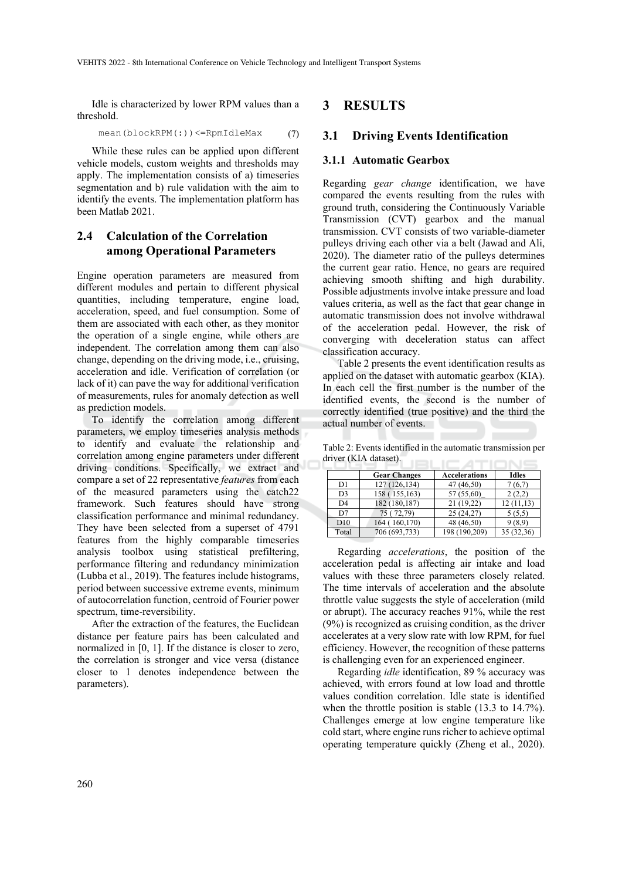Idle is characterized by lower RPM values than a threshold.

```
mean(blockRPM(:))<=RpmIdleMax     (7)
```

While these rules can be applied upon different vehicle models, custom weights and thresholds may apply. The implementation consists of a) timeseries segmentation and b) rule validation with the aim to identify the events. The implementation platform has been Matlab 2021.

## 2.4 Calculation of the Correlation among Operational Parameters

Engine operation parameters are measured from different modules and pertain to different physical quantities, including temperature, engine load, acceleration, speed, and fuel consumption. Some of them are associated with each other, as they monitor the operation of a single engine, while others are independent. The correlation among them can also change, depending on the driving mode, i.e., cruising, acceleration and idle. Verification of correlation (or lack of it) can pave the way for additional verification of measurements, rules for anomaly detection as well as prediction models.

To identify the correlation among different parameters, we employ timeseries analysis methods to identify and evaluate the relationship and correlation among engine parameters under different driving conditions. Specifically, we extract and compare a set of 22 representative *features* from each of the measured parameters using the catch22 framework. Such features should have strong classification performance and minimal redundancy. They have been selected from a superset of 4791 features from the highly comparable timeseries analysis toolbox using statistical prefiltering, performance filtering and redundancy minimization (Lubba et al., 2019). The features include histograms, period between successive extreme events, minimum of autocorrelation function, centroid of Fourier power spectrum, time-reversibility.

After the extraction of the features, the Euclidean distance per feature pairs has been calculated and normalized in [0, 1]. If the distance is closer to zero, the correlation is stronger and vice versa (distance closer to 1 denotes independence between the parameters).

# 3 RESULTS

## 3.1 Driving Events Identification

### 3.1.1 Automatic Gearbox

Regarding *gear change* identification, we have compared the events resulting from the rules with ground truth, considering the Continuously Variable Transmission (CVT) gearbox and the manual transmission. CVT consists of two variable-diameter pulleys driving each other via a belt (Jawad and Ali, 2020). The diameter ratio of the pulleys determines the current gear ratio. Hence, no gears are required achieving smooth shifting and high durability. Possible adjustments involve intake pressure and load values criteria, as well as the fact that gear change in automatic transmission does not involve withdrawal of the acceleration pedal. However, the risk of converging with deceleration status can affect classification accuracy.

Table 2 presents the event identification results as applied on the dataset with automatic gearbox (KIA). In each cell the first number is the number of the identified events, the second is the number of correctly identified (true positive) and the third the actual number of events.

Table 2: Events identified in the automatic transmission per driver (KIA dataset).

| | Gear Changes | Accelerations | Idles |
|---|---|---|---|
| D1 | 127 (126,134) | 47 (46,50) | 7 (6,7) |
| D3 | 158 ( 155,163) | 57 (55,60)_ | 2 (2,2) |
| D4 | 182 (180,187) | 21 (19,22) | 12 (11,13) |
| D7 | 75 ( 72,79) | 25 (24,27) | 5 (5,5) |
| D10 | 164 ( 160,170) | 48 (46,50) | 9 (8,9) |
| Total | 706 (693,733) | 198 (190,209) | 35 (32,36) |

Regarding *accelerations*, the position of the acceleration pedal is affecting air intake and load values with these three parameters closely related. The time intervals of acceleration and the absolute throttle value suggests the style of acceleration (mild or abrupt). The accuracy reaches 91%, while the rest (9%) is recognized as cruising condition, as the driver accelerates at a very slow rate with low RPM, for fuel efficiency. However, the recognition of these patterns is challenging even for an experienced engineer.

Regarding *idle* identification, 89 % accuracy was achieved, with errors found at low load and throttle values condition correlation. Idle state is identified when the throttle position is stable (13.3 to 14.7%). Challenges emerge at low engine temperature like cold start, where engine runs richer to achieve optimal operating temperature quickly (Zheng et al., 2020).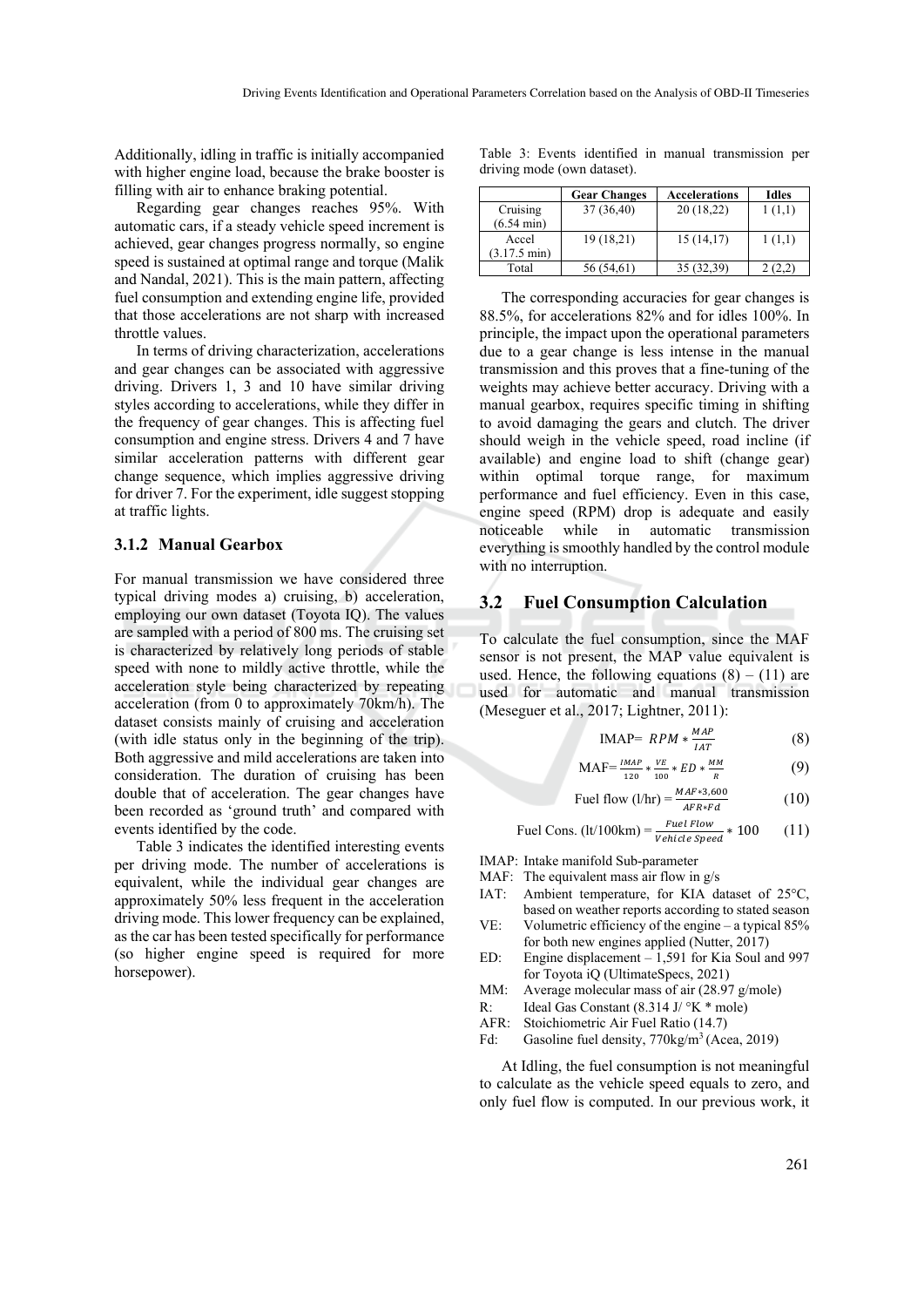Additionally, idling in traffic is initially accompanied with higher engine load, because the brake booster is filling with air to enhance braking potential.

Regarding gear changes reaches 95%. With automatic cars, if a steady vehicle speed increment is achieved, gear changes progress normally, so engine speed is sustained at optimal range and torque (Malik and Nandal, 2021). This is the main pattern, affecting fuel consumption and extending engine life, provided that those accelerations are not sharp with increased throttle values.

In terms of driving characterization, accelerations and gear changes can be associated with aggressive driving. Drivers 1, 3 and 10 have similar driving styles according to accelerations, while they differ in the frequency of gear changes. This is affecting fuel consumption and engine stress. Drivers 4 and 7 have similar acceleration patterns with different gear change sequence, which implies aggressive driving for driver 7. For the experiment, idle suggest stopping at traffic lights.

### 3.1.2 Manual Gearbox

For manual transmission we have considered three typical driving modes a) cruising, b) acceleration, employing our own dataset (Toyota IQ). The values are sampled with a period of 800 ms. The cruising set is characterized by relatively long periods of stable speed with none to mildly active throttle, while the acceleration style being characterized by repeating acceleration (from 0 to approximately 70km/h). The dataset consists mainly of cruising and acceleration (with idle status only in the beginning of the trip). Both aggressive and mild accelerations are taken into consideration. The duration of cruising has been double that of acceleration. The gear changes have been recorded as 'ground truth' and compared with events identified by the code.

Table 3 indicates the identified interesting events per driving mode. The number of accelerations is equivalent, while the individual gear changes are approximately 50% less frequent in the acceleration driving mode. This lower frequency can be explained, as the car has been tested specifically for performance (so higher engine speed is required for more horsepower).

Table 3: Events identified in manual transmission per driving mode (own dataset).

| | Gear Changes | Accelerations | Idles |
|---|---|---|---|
| Cruising (6.54 min) | 37 (36,40) | 20 (18,22) | 1 (1,1) |
| Accel (3.17.5 min) | 19 (18,21) | 15 (14,17) | 1 (1,1) |
| Total | 56 (54,61) | 35 (32,39) | 2 (2,2) |

The corresponding accuracies for gear changes is 88.5%, for accelerations 82% and for idles 100%. In principle, the impact upon the operational parameters due to a gear change is less intense in the manual transmission and this proves that a fine-tuning of the weights may achieve better accuracy. Driving with a manual gearbox, requires specific timing in shifting to avoid damaging the gears and clutch. The driver should weigh in the vehicle speed, road incline (if available) and engine load to shift (change gear) within optimal torque range, for maximum performance and fuel efficiency. Even in this case, engine speed (RPM) drop is adequate and easily noticeable while in automatic transmission everything is smoothly handled by the control module with no interruption.

## 3.2 Fuel Consumption Calculation

To calculate the fuel consumption, since the MAF sensor is not present, the MAP value equivalent is used. Hence, the following equations (8) – (11) are used for automatic and manual transmission (Meseguer et al., 2017; Lightner, 2011):

$$\text{IMAP} = RPM * \frac{MAP}{IAT} \quad (8)$$

$$\text{MAF} = \frac{IMAP}{120} * \frac{VE}{100} * ED * \frac{MM}{R} \quad (9)$$

$$\text{Fuel flow (l/hr)} = \frac{MAF * 3{,}600}{AFR * Fd} \quad (10)$$

$$\text{Fuel Cons. (lt/100km)} = \frac{Fuel\ Flow}{Vehicle\ Speed} * 100 \quad (11)$$

- IMAP: Intake manifold Sub-parameter
- MAF: The equivalent mass air flow in g/s
- IAT: Ambient temperature, for KIA dataset of 25°C, based on weather reports according to stated season
- VE: Volumetric efficiency of the engine – a typical 85% for both new engines applied (Nutter, 2017)
- ED: Engine displacement – 1,591 for Kia Soul and 997 for Toyota iQ (UltimateSpecs, 2021)
- MM: Average molecular mass of air (28.97 g/mole)
- R: Ideal Gas Constant (8.314 J/ °K * mole)
- AFR: Stoichiometric Air Fuel Ratio (14.7)
- Fd: Gasoline fuel density, 770kg/m$^3$ (Acea, 2019)

At Idling, the fuel consumption is not meaningful to calculate as the vehicle speed equals to zero, and only fuel flow is computed. In our previous work, it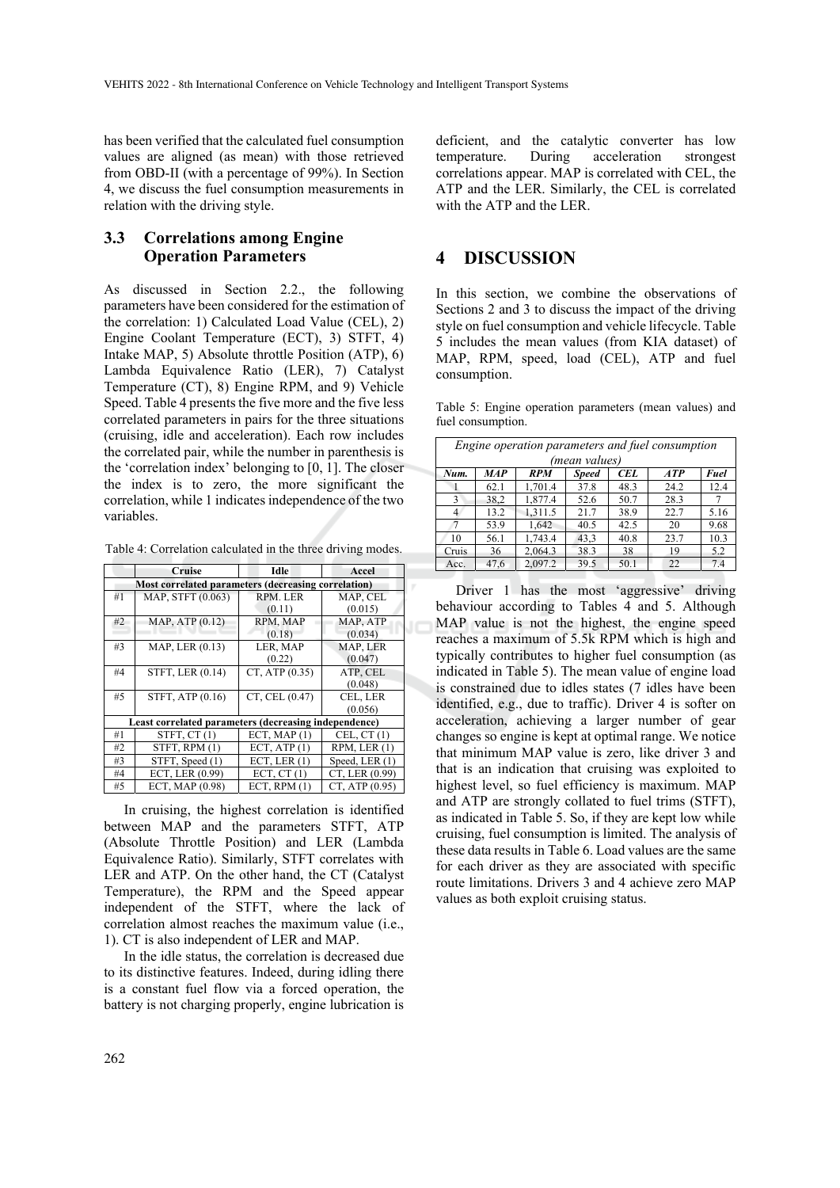has been verified that the calculated fuel consumption values are aligned (as mean) with those retrieved from OBD-II (with a percentage of 99%). In Section 4, we discuss the fuel consumption measurements in relation with the driving style.

### 3.3 Correlations among Engine Operation Parameters

As discussed in Section 2.2., the following parameters have been considered for the estimation of the correlation: 1) Calculated Load Value (CEL), 2) Engine Coolant Temperature (ECT), 3) STFT, 4) Intake MAP, 5) Absolute throttle Position (ATP), 6) Lambda Equivalence Ratio (LER), 7) Catalyst Temperature (CT), 8) Engine RPM, and 9) Vehicle Speed. Table 4 presents the five more and the five less correlated parameters in pairs for the three situations (cruising, idle and acceleration). Each row includes the correlated pair, while the number in parenthesis is the 'correlation index' belonging to [0, 1]. The closer the index is to zero, the more significant the correlation, while 1 indicates independence of the two variables.

Table 4: Correlation calculated in the three driving modes.

| | Cruise | Idle | Accel |
|---|---|---|---|
| **Most correlated parameters (decreasing correlation)** | | | |
| #1 | MAP, STFT (0.063) | RPM. LER (0.11) | MAP, CEL (0.015) |
| #2 | MAP, ATP (0.12) | RPM, MAP (0.18) | MAP, ATP (0.034) |
| #3 | MAP, LER (0.13) | LER, MAP (0.22) | MAP, LER (0.047) |
| #4 | STFT, LER (0.14) | CT, ATP (0.35) | ATP, CEL (0.048) |
| #5 | STFT, ATP (0.16) | CT, CEL (0.47) | CEL, LER (0.056) |
| **Least correlated parameters (decreasing independence)** | | | |
| #1 | STFT, CT (1) | ECT, MAP (1) | CEL, CT (1) |
| #2 | STFT, RPM (1) | ECT, ATP (1) | RPM, LER (1) |
| #3 | STFT, Speed (1) | ECT, LER (1) | Speed, LER (1) |
| #4 | ECT, LER (0.99) | ECT, CT (1) | CT, LER (0.99) |
| #5 | ECT, MAP (0.98) | ECT, RPM (1) | CT, ATP (0.95) |

In cruising, the highest correlation is identified between MAP and the parameters STFT, ATP (Absolute Throttle Position) and LER (Lambda Equivalence Ratio). Similarly, STFT correlates with LER and ATP. On the other hand, the CT (Catalyst Temperature), the RPM and the Speed appear independent of the STFT, where the lack of correlation almost reaches the maximum value (i.e., 1). CT is also independent of LER and MAP.

In the idle status, the correlation is decreased due to its distinctive features. Indeed, during idling there is a constant fuel flow via a forced operation, the battery is not charging properly, engine lubrication is deficient, and the catalytic converter has low temperature. During acceleration strongest correlations appear. MAP is correlated with CEL, the ATP and the LER. Similarly, the CEL is correlated with the ATP and the LER.

## 4 DISCUSSION

In this section, we combine the observations of Sections 2 and 3 to discuss the impact of the driving style on fuel consumption and vehicle lifecycle. Table 5 includes the mean values (from KIA dataset) of MAP, RPM, speed, load (CEL), ATP and fuel consumption.

Table 5: Engine operation parameters (mean values) and fuel consumption.

| *Engine operation parameters and fuel consumption (mean values)* | | | | | | |
|---|---|---|---|---|---|---|
| *Num.* | *MAP* | *RPM* | *Speed* | *CEL* | *ATP* | *Fuel* |
| 1 | 62.1 | 1,701.4 | 37.8 | 48.3 | 24.2 | 12.4 |
| 3 | 38,2 | 1,877.4 | 52.6 | 50.7 | 28.3 | 7 |
| 4 | 13.2 | 1,311.5 | 21.7 | 38.9 | 22.7 | 5.16 |
| 7 | 53.9 | 1,642 | 40.5 | 42.5 | 20 | 9.68 |
| 10 | 56.1 | 1,743.4 | 43,3 | 40.8 | 23.7 | 10.3 |
| Cruis | 36 | 2,064.3 | 38.3 | 38 | 19 | 5.2 |
| Acc. | 47,6 | 2,097.2 | 39.5 | 50.1 | 22 | 7.4 |

Driver 1 has the most 'aggressive' driving behaviour according to Tables 4 and 5. Although MAP value is not the highest, the engine speed reaches a maximum of 5.5k RPM which is high and typically contributes to higher fuel consumption (as indicated in Table 5). The mean value of engine load is constrained due to idles states (7 idles have been identified, e.g., due to traffic). Driver 4 is softer on acceleration, achieving a larger number of gear changes so engine is kept at optimal range. We notice that minimum MAP value is zero, like driver 3 and that is an indication that cruising was exploited to highest level, so fuel efficiency is maximum. MAP and ATP are strongly collated to fuel trims (STFT), as indicated in Table 5. So, if they are kept low while cruising, fuel consumption is limited. The analysis of these data results in Table 6. Load values are the same for each driver as they are associated with specific route limitations. Drivers 3 and 4 achieve zero MAP values as both exploit cruising status.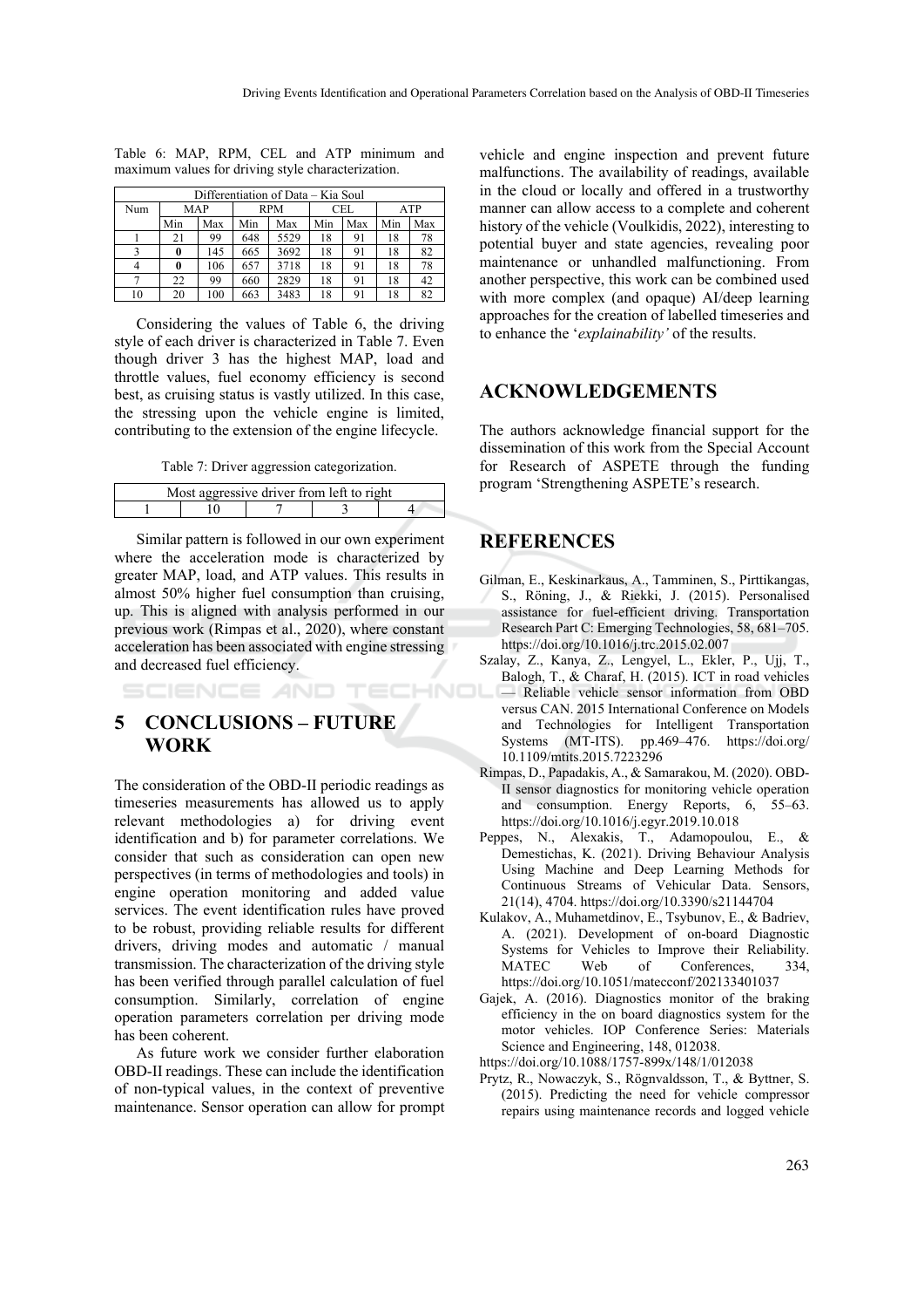Table 6: MAP, RPM, CEL and ATP minimum and maximum values for driving style characterization.

| Differentiation of Data – Kia Soul | | | | | | | | |
|---|---|---|---|---|---|---|---|---|
| Num | MAP | | RPM | | CEL | | ATP | |
| | Min | Max | Min | Max | Min | Max | Min | Max |
| 1 | 21 | 99 | 648 | 5529 | 18 | 91 | 18 | 78 |
| 3 | **0** | 145 | 665 | 3692 | 18 | 91 | 18 | 82 |
| 4 | **0** | 106 | 657 | 3718 | 18 | 91 | 18 | 78 |
| 7 | 22 | 99 | 660 | 2829 | 18 | 91 | 18 | 42 |
| 10 | 20 | 100 | 663 | 3483 | 18 | 91 | 18 | 82 |

Considering the values of Table 6, the driving style of each driver is characterized in Table 7. Even though driver 3 has the highest MAP, load and throttle values, fuel economy efficiency is second best, as cruising status is vastly utilized. In this case, the stressing upon the vehicle engine is limited, contributing to the extension of the engine lifecycle.

Table 7: Driver aggression categorization.

| Most aggressive driver from left to right | | | | |
|---|---|---|---|---|
| 1 | 10 | 7 | 3 | 4 |

Similar pattern is followed in our own experiment where the acceleration mode is characterized by greater MAP, load, and ATP values. This results in almost 50% higher fuel consumption than cruising, up. This is aligned with analysis performed in our previous work (Rimpas et al., 2020), where constant acceleration has been associated with engine stressing and decreased fuel efficiency.

## 5 CONCLUSIONS – FUTURE WORK

The consideration of the OBD-II periodic readings as timeseries measurements has allowed us to apply relevant methodologies a) for driving event identification and b) for parameter correlations. We consider that such as consideration can open new perspectives (in terms of methodologies and tools) in engine operation monitoring and added value services. The event identification rules have proved to be robust, providing reliable results for different drivers, driving modes and automatic / manual transmission. The characterization of the driving style has been verified through parallel calculation of fuel consumption. Similarly, correlation of engine operation parameters correlation per driving mode has been coherent.

As future work we consider further elaboration OBD-II readings. These can include the identification of non-typical values, in the context of preventive maintenance. Sensor operation can allow for prompt vehicle and engine inspection and prevent future malfunctions. The availability of readings, available in the cloud or locally and offered in a trustworthy manner can allow access to a complete and coherent history of the vehicle (Voulkidis, 2022), interesting to potential buyer and state agencies, revealing poor maintenance or unhandled malfunctioning. From another perspective, this work can be combined used with more complex (and opaque) AI/deep learning approaches for the creation of labelled timeseries and to enhance the '*explainability'* of the results.

## ACKNOWLEDGEMENTS

The authors acknowledge financial support for the dissemination of this work from the Special Account for Research of ASPETE through the funding program 'Strengthening ASPETE's research.

## REFERENCES

Gilman, E., Keskinarkaus, A., Tamminen, S., Pirttikangas, S., Röning, J., & Riekki, J. (2015). Personalised assistance for fuel-efficient driving. Transportation Research Part C: Emerging Technologies, 58, 681–705. https://doi.org/10.1016/j.trc.2015.02.007

Szalay, Z., Kanya, Z., Lengyel, L., Ekler, P., Ujj, T., Balogh, T., & Charaf, H. (2015). ICT in road vehicles — Reliable vehicle sensor information from OBD versus CAN. 2015 International Conference on Models and Technologies for Intelligent Transportation Systems (MT-ITS). pp.469–476. https://doi.org/10.1109/mtits.2015.7223296

Rimpas, D., Papadakis, A., & Samarakou, M. (2020). OBD-II sensor diagnostics for monitoring vehicle operation and consumption. Energy Reports, 6, 55–63. https://doi.org/10.1016/j.egyr.2019.10.018

Peppes, N., Alexakis, T., Adamopoulou, E., & Demestichas, K. (2021). Driving Behaviour Analysis Using Machine and Deep Learning Methods for Continuous Streams of Vehicular Data. Sensors, 21(14), 4704. https://doi.org/10.3390/s21144704

Kulakov, A., Muhametdinov, E., Tsybunov, E., & Badriev, A. (2021). Development of on-board Diagnostic Systems for Vehicles to Improve their Reliability. MATEC Web of Conferences, 334, https://doi.org/10.1051/matecconf/202133401037

Gajek, A. (2016). Diagnostics monitor of the braking efficiency in the on board diagnostics system for the motor vehicles. IOP Conference Series: Materials Science and Engineering, 148, 012038. https://doi.org/10.1088/1757-899x/148/1/012038

Prytz, R., Nowaczyk, S., Rögnvaldsson, T., & Byttner, S. (2015). Predicting the need for vehicle compressor repairs using maintenance records and logged vehicle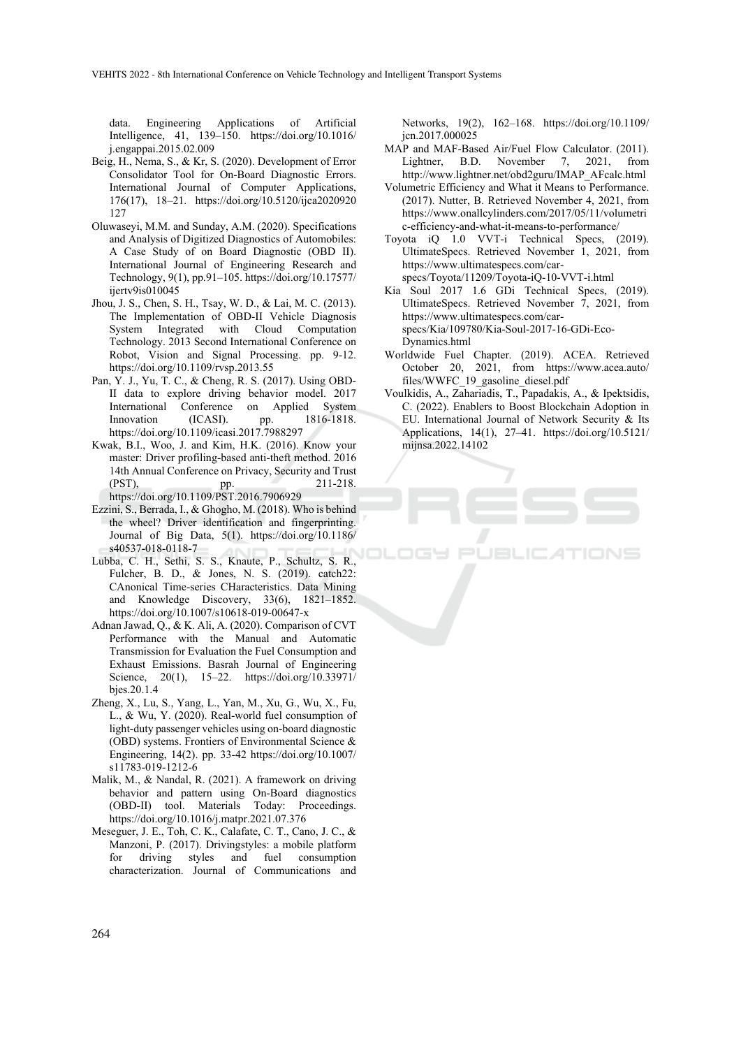data. Engineering Applications of Artificial Intelligence, 41, 139–150. https://doi.org/10.1016/j.engappai.2015.02.009

Beig, H., Nema, S., & Kr, S. (2020). Development of Error Consolidator Tool for On-Board Diagnostic Errors. International Journal of Computer Applications, 176(17), 18–21. https://doi.org/10.5120/ijca2020920127

Oluwaseyi, M.M. and Sunday, A.M. (2020). Specifications and Analysis of Digitized Diagnostics of Automobiles: A Case Study of on Board Diagnostic (OBD II). International Journal of Engineering Research and Technology, 9(1), pp.91–105. https://doi.org/10.17577/ijertv9is010045

Jhou, J. S., Chen, S. H., Tsay, W. D., & Lai, M. C. (2013). The Implementation of OBD-II Vehicle Diagnosis System Integrated with Cloud Computation Technology. 2013 Second International Conference on Robot, Vision and Signal Processing. pp. 9-12. https://doi.org/10.1109/rvsp.2013.55

Pan, Y. J., Yu, T. C., & Cheng, R. S. (2017). Using OBD-II data to explore driving behavior model. 2017 International Conference on Applied System Innovation (ICASI). pp. 1816-1818. https://doi.org/10.1109/icasi.2017.7988297

Kwak, B.I., Woo, J. and Kim, H.K. (2016). Know your master: Driver profiling-based anti-theft method. 2016 14th Annual Conference on Privacy, Security and Trust (PST), pp. 211-218. https://doi.org/10.1109/PST.2016.7906929

Ezzini, S., Berrada, I., & Ghogho, M. (2018). Who is behind the wheel? Driver identification and fingerprinting. Journal of Big Data, 5(1). https://doi.org/10.1186/s40537-018-0118-7

Lubba, C. H., Sethi, S. S., Knaute, P., Schultz, S. R., Fulcher, B. D., & Jones, N. S. (2019). catch22: CAnonical Time-series CHaracteristics. Data Mining and Knowledge Discovery, 33(6), 1821–1852. https://doi.org/10.1007/s10618-019-00647-x

Adnan Jawad, Q., & K. Ali, A. (2020). Comparison of CVT Performance with the Manual and Automatic Transmission for Evaluation the Fuel Consumption and Exhaust Emissions. Basrah Journal of Engineering Science, 20(1), 15–22. https://doi.org/10.33971/bjes.20.1.4

Zheng, X., Lu, S., Yang, L., Yan, M., Xu, G., Wu, X., Fu, L., & Wu, Y. (2020). Real-world fuel consumption of light-duty passenger vehicles using on-board diagnostic (OBD) systems. Frontiers of Environmental Science & Engineering, 14(2). pp. 33-42 https://doi.org/10.1007/s11783-019-1212-6

Malik, M., & Nandal, R. (2021). A framework on driving behavior and pattern using On-Board diagnostics (OBD-II) tool. Materials Today: Proceedings. https://doi.org/10.1016/j.matpr.2021.07.376

Meseguer, J. E., Toh, C. K., Calafate, C. T., Cano, J. C., & Manzoni, P. (2017). Drivingstyles: a mobile platform for driving styles and fuel consumption characterization. Journal of Communications and Networks, 19(2), 162–168. https://doi.org/10.1109/jcn.2017.000025

MAP and MAF-Based Air/Fuel Flow Calculator. (2011). Lightner, B.D. November 7, 2021, from http://www.lightner.net/obd2guru/IMAP_AFcalc.html

Volumetric Efficiency and What it Means to Performance. (2017). Nutter, B. Retrieved November 4, 2021, from https://www.onallcylinders.com/2017/05/11/volumetric-efficiency-and-what-it-means-to-performance/

Toyota iQ 1.0 VVT-i Technical Specs, (2019). UltimateSpecs. Retrieved November 1, 2021, from https://www.ultimatespecs.com/car-specs/Toyota/11209/Toyota-iQ-10-VVT-i.html

Kia Soul 2017 1.6 GDi Technical Specs, (2019). UltimateSpecs. Retrieved November 7, 2021, from https://www.ultimatespecs.com/car-specs/Kia/109780/Kia-Soul-2017-16-GDi-Eco-Dynamics.html

Worldwide Fuel Chapter. (2019). ACEA. Retrieved October 20, 2021, from https://www.acea.auto/files/WWFC_19_gasoline_diesel.pdf

Voulkidis, A., Zahariadis, T., Papadakis, A., & Ipektsidis, C. (2022). Enablers to Boost Blockchain Adoption in EU. International Journal of Network Security & Its Applications, 14(1), 27–41. https://doi.org/10.5121/mijnsa.2022.14102